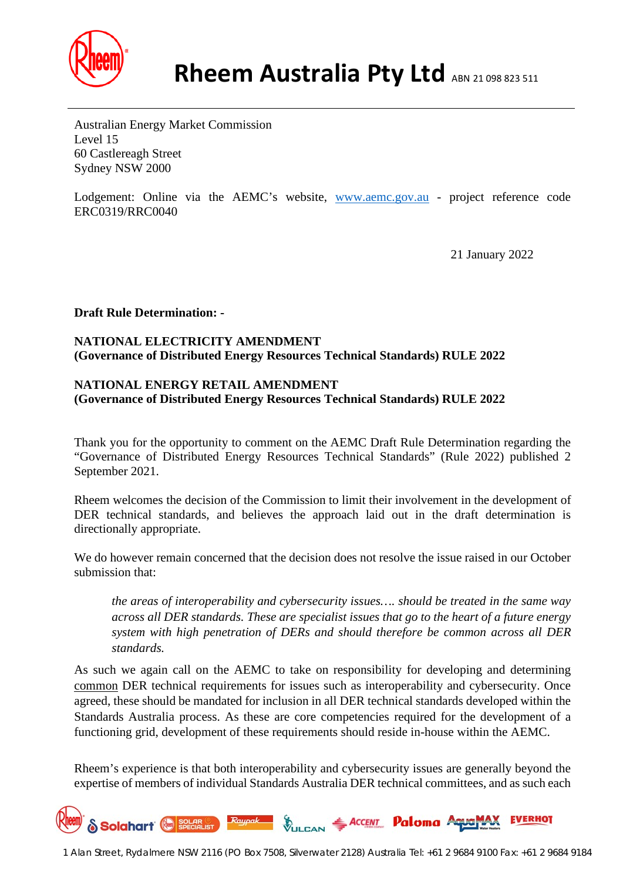# Rheem Australia Pty Ltd ABN 21 098 823 511

Australian Energy Market Commission
Level 15
60 Castlereagh Street
Sydney NSW 2000

Lodgement: Online via the AEMC's website, www.aemc.gov.au - project reference code ERC0319/RRC0040

21 January 2022

**Draft Rule Determination: -**

**NATIONAL ELECTRICITY AMENDMENT**
**(Governance of Distributed Energy Resources Technical Standards) RULE 2022**

**NATIONAL ENERGY RETAIL AMENDMENT**
**(Governance of Distributed Energy Resources Technical Standards) RULE 2022**

Thank you for the opportunity to comment on the AEMC Draft Rule Determination regarding the "Governance of Distributed Energy Resources Technical Standards" (Rule 2022) published 2 September 2021.

Rheem welcomes the decision of the Commission to limit their involvement in the development of DER technical standards, and believes the approach laid out in the draft determination is directionally appropriate.

We do however remain concerned that the decision does not resolve the issue raised in our October submission that:

> *the areas of interoperability and cybersecurity issues…. should be treated in the same way across all DER standards. These are specialist issues that go to the heart of a future energy system with high penetration of DERs and should therefore be common across all DER standards.*

As such we again call on the AEMC to take on responsibility for developing and determining common DER technical requirements for issues such as interoperability and cybersecurity. Once agreed, these should be mandated for inclusion in all DER technical standards developed within the Standards Australia process. As these are core competencies required for the development of a functioning grid, development of these requirements should reside in-house within the AEMC.

Rheem's experience is that both interoperability and cybersecurity issues are generally beyond the expertise of members of individual Standards Australia DER technical committees, and as such each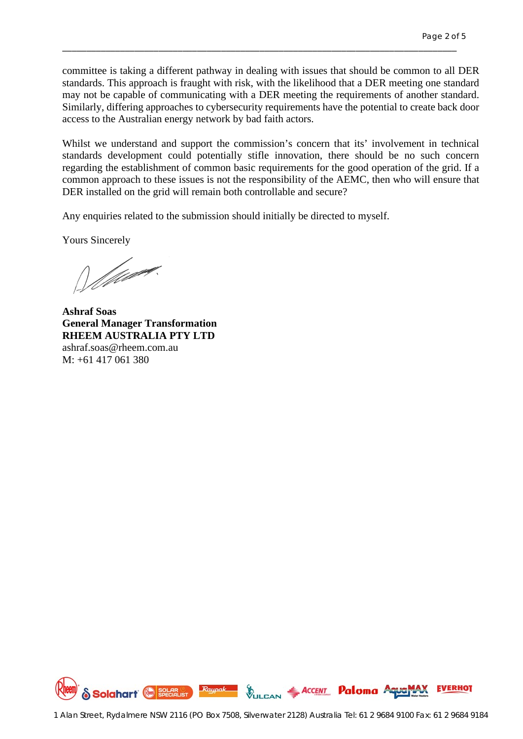committee is taking a different pathway in dealing with issues that should be common to all DER standards. This approach is fraught with risk, with the likelihood that a DER meeting one standard may not be capable of communicating with a DER meeting the requirements of another standard. Similarly, differing approaches to cybersecurity requirements have the potential to create back door access to the Australian energy network by bad faith actors.

Whilst we understand and support the commission's concern that its' involvement in technical standards development could potentially stifle innovation, there should be no such concern regarding the establishment of common basic requirements for the good operation of the grid. If a common approach to these issues is not the responsibility of the AEMC, then who will ensure that DER installed on the grid will remain both controllable and secure?

Any enquiries related to the submission should initially be directed to myself.

Yours Sincerely

**Ashraf Soas**
**General Manager Transformation**
**RHEEM AUSTRALIA PTY LTD**
ashraf.soas@rheem.com.au
M: +61 417 061 380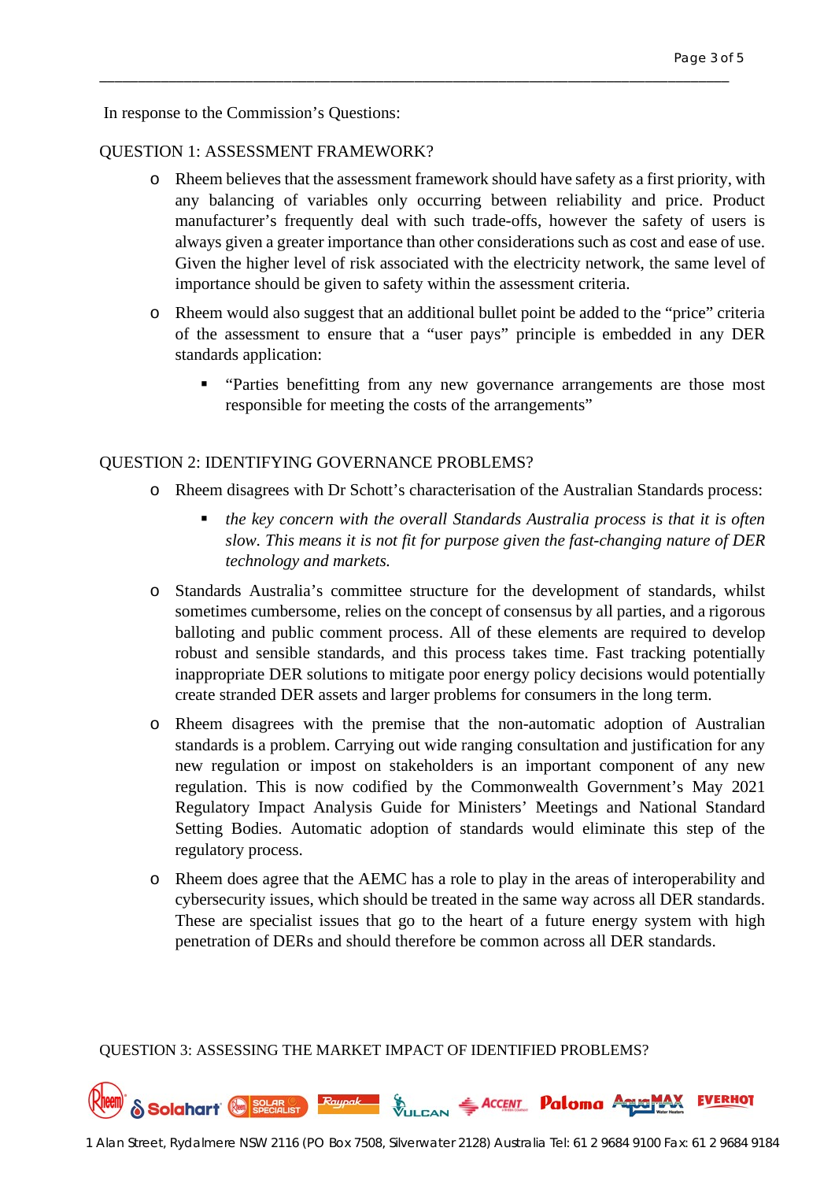In response to the Commission's Questions:

QUESTION 1: ASSESSMENT FRAMEWORK?

- Rheem believes that the assessment framework should have safety as a first priority, with any balancing of variables only occurring between reliability and price. Product manufacturer's frequently deal with such trade-offs, however the safety of users is always given a greater importance than other considerations such as cost and ease of use. Given the higher level of risk associated with the electricity network, the same level of importance should be given to safety within the assessment criteria.
- Rheem would also suggest that an additional bullet point be added to the "price" criteria of the assessment to ensure that a "user pays" principle is embedded in any DER standards application:
  - "Parties benefitting from any new governance arrangements are those most responsible for meeting the costs of the arrangements"

QUESTION 2: IDENTIFYING GOVERNANCE PROBLEMS?

- Rheem disagrees with Dr Schott's characterisation of the Australian Standards process:
  - *the key concern with the overall Standards Australia process is that it is often slow. This means it is not fit for purpose given the fast-changing nature of DER technology and markets.*
- Standards Australia's committee structure for the development of standards, whilst sometimes cumbersome, relies on the concept of consensus by all parties, and a rigorous balloting and public comment process. All of these elements are required to develop robust and sensible standards, and this process takes time. Fast tracking potentially inappropriate DER solutions to mitigate poor energy policy decisions would potentially create stranded DER assets and larger problems for consumers in the long term.
- Rheem disagrees with the premise that the non-automatic adoption of Australian standards is a problem. Carrying out wide ranging consultation and justification for any new regulation or impost on stakeholders is an important component of any new regulation. This is now codified by the Commonwealth Government's May 2021 Regulatory Impact Analysis Guide for Ministers' Meetings and National Standard Setting Bodies. Automatic adoption of standards would eliminate this step of the regulatory process.
- Rheem does agree that the AEMC has a role to play in the areas of interoperability and cybersecurity issues, which should be treated in the same way across all DER standards. These are specialist issues that go to the heart of a future energy system with high penetration of DERs and should therefore be common across all DER standards.

QUESTION 3: ASSESSING THE MARKET IMPACT OF IDENTIFIED PROBLEMS?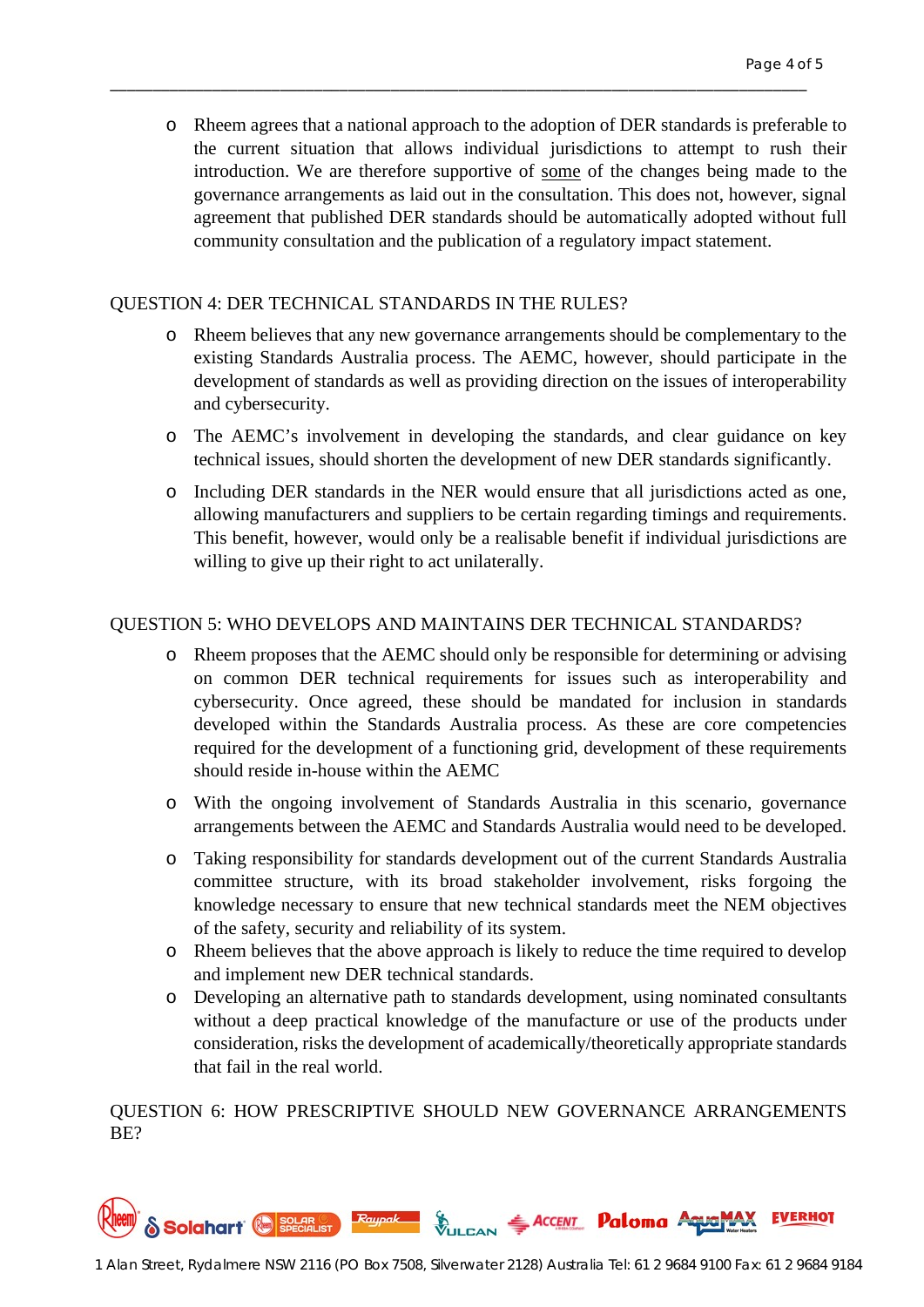- Rheem agrees that a national approach to the adoption of DER standards is preferable to the current situation that allows individual jurisdictions to attempt to rush their introduction. We are therefore supportive of <u>some</u> of the changes being made to the governance arrangements as laid out in the consultation. This does not, however, signal agreement that published DER standards should be automatically adopted without full community consultation and the publication of a regulatory impact statement.

QUESTION 4: DER TECHNICAL STANDARDS IN THE RULES?

- Rheem believes that any new governance arrangements should be complementary to the existing Standards Australia process. The AEMC, however, should participate in the development of standards as well as providing direction on the issues of interoperability and cybersecurity.
- The AEMC's involvement in developing the standards, and clear guidance on key technical issues, should shorten the development of new DER standards significantly.
- Including DER standards in the NER would ensure that all jurisdictions acted as one, allowing manufacturers and suppliers to be certain regarding timings and requirements. This benefit, however, would only be a realisable benefit if individual jurisdictions are willing to give up their right to act unilaterally.

QUESTION 5: WHO DEVELOPS AND MAINTAINS DER TECHNICAL STANDARDS?

- Rheem proposes that the AEMC should only be responsible for determining or advising on common DER technical requirements for issues such as interoperability and cybersecurity. Once agreed, these should be mandated for inclusion in standards developed within the Standards Australia process. As these are core competencies required for the development of a functioning grid, development of these requirements should reside in-house within the AEMC
- With the ongoing involvement of Standards Australia in this scenario, governance arrangements between the AEMC and Standards Australia would need to be developed.
- Taking responsibility for standards development out of the current Standards Australia committee structure, with its broad stakeholder involvement, risks forgoing the knowledge necessary to ensure that new technical standards meet the NEM objectives of the safety, security and reliability of its system.
- Rheem believes that the above approach is likely to reduce the time required to develop and implement new DER technical standards.
- Developing an alternative path to standards development, using nominated consultants without a deep practical knowledge of the manufacture or use of the products under consideration, risks the development of academically/theoretically appropriate standards that fail in the real world.

QUESTION 6: HOW PRESCRIPTIVE SHOULD NEW GOVERNANCE ARRANGEMENTS BE?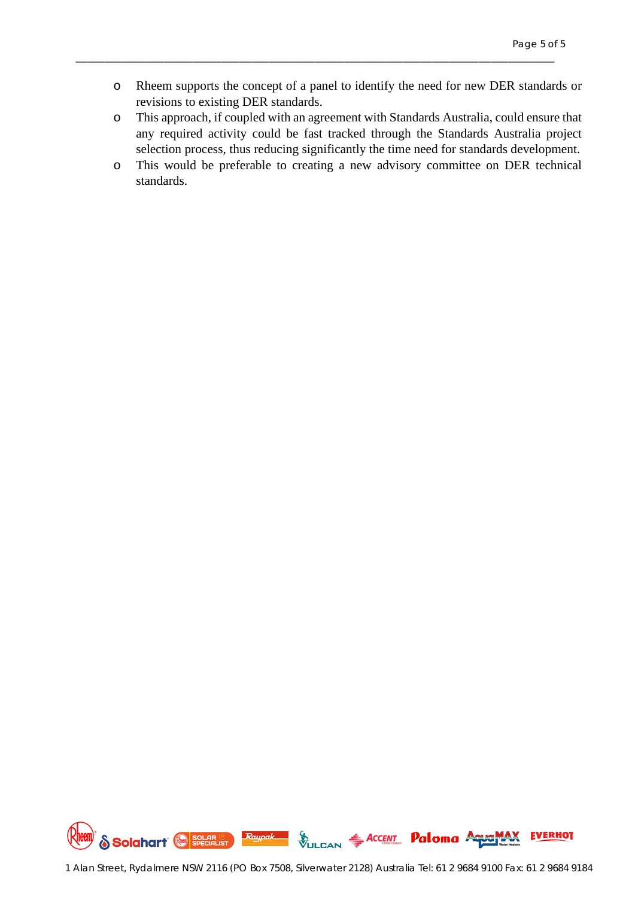- Rheem supports the concept of a panel to identify the need for new DER standards or revisions to existing DER standards.
- This approach, if coupled with an agreement with Standards Australia, could ensure that any required activity could be fast tracked through the Standards Australia project selection process, thus reducing significantly the time need for standards development.
- This would be preferable to creating a new advisory committee on DER technical standards.